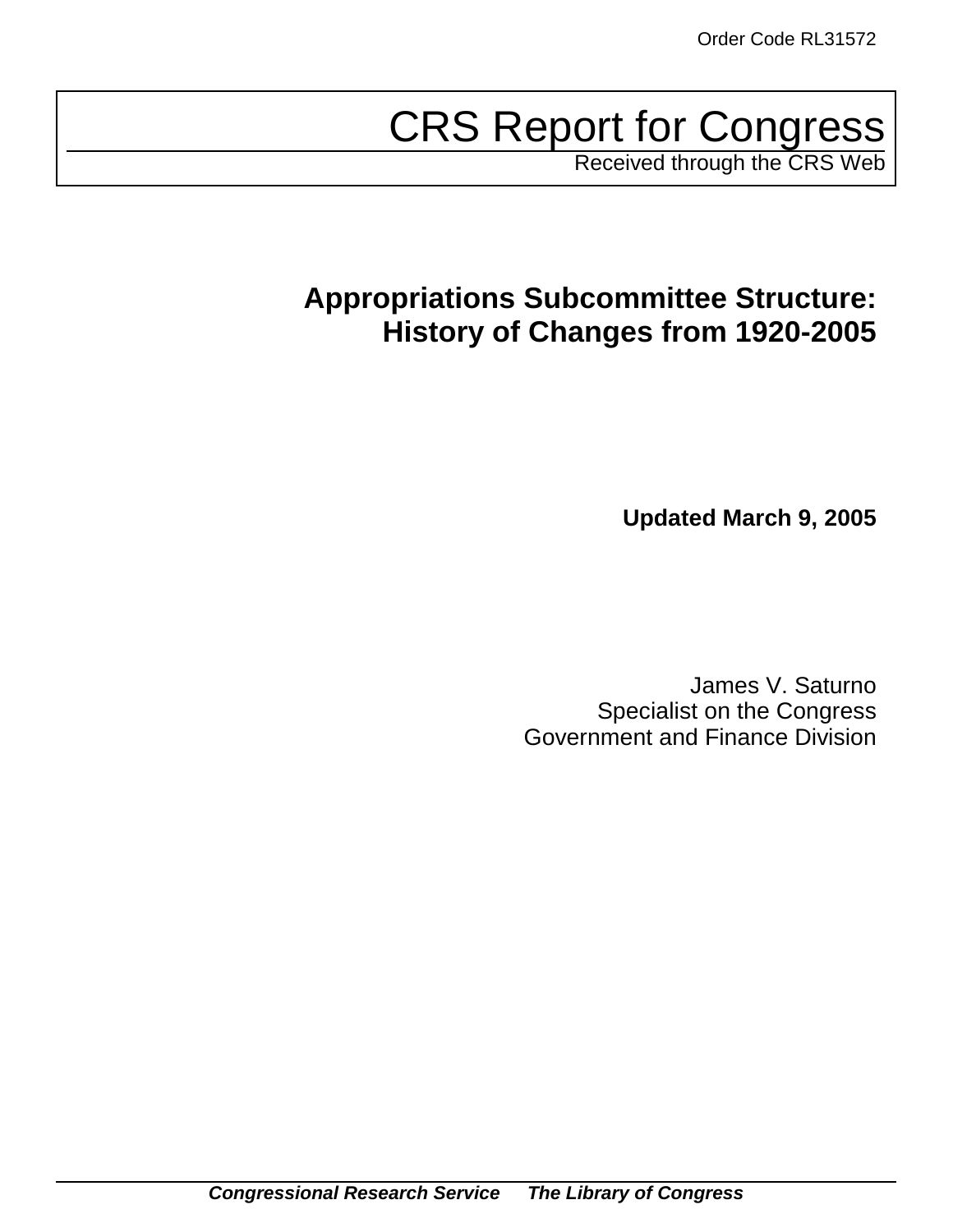Order Code RL31572

# CRS Report for Congress

Received through the CRS Web

## Appropriations Subcommittee Structure: History of Changes from 1920-2005

**Updated March 9, 2005**

James V. Saturno
Specialist on the Congress
Government and Finance Division

***Congressional Research Service  The Library of Congress***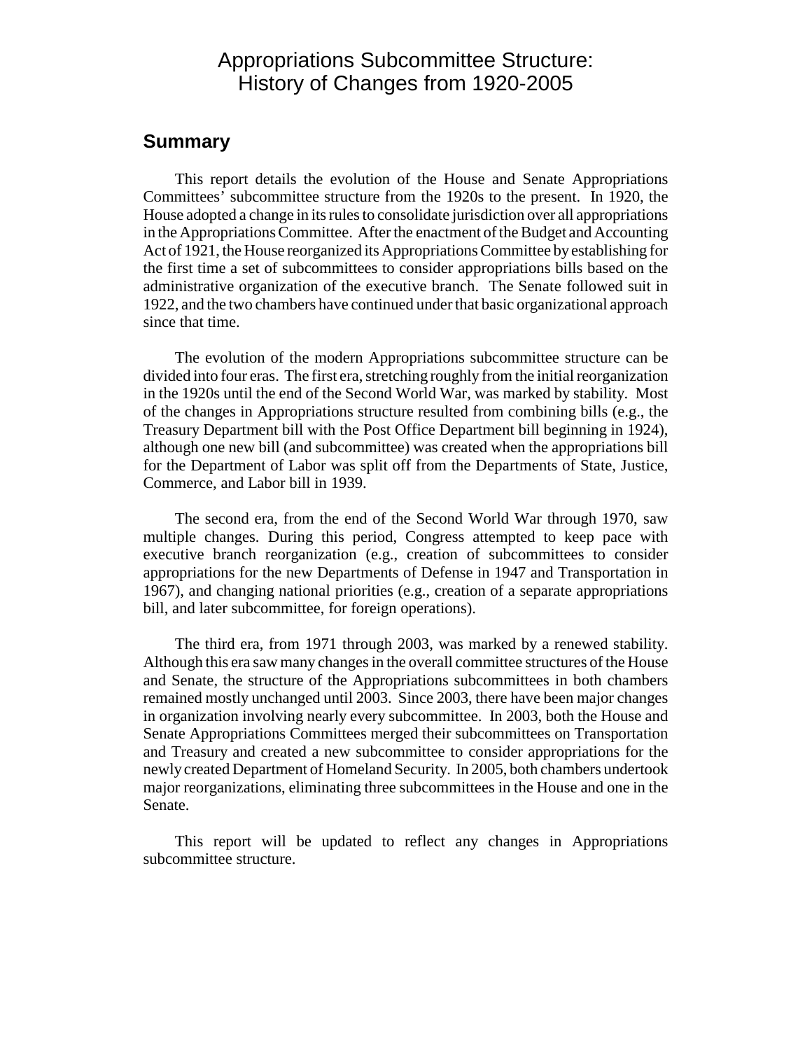# Appropriations Subcommittee Structure: History of Changes from 1920-2005

## Summary

This report details the evolution of the House and Senate Appropriations Committees' subcommittee structure from the 1920s to the present. In 1920, the House adopted a change in its rules to consolidate jurisdiction over all appropriations in the Appropriations Committee. After the enactment of the Budget and Accounting Act of 1921, the House reorganized its Appropriations Committee by establishing for the first time a set of subcommittees to consider appropriations bills based on the administrative organization of the executive branch. The Senate followed suit in 1922, and the two chambers have continued under that basic organizational approach since that time.

The evolution of the modern Appropriations subcommittee structure can be divided into four eras. The first era, stretching roughly from the initial reorganization in the 1920s until the end of the Second World War, was marked by stability. Most of the changes in Appropriations structure resulted from combining bills (e.g., the Treasury Department bill with the Post Office Department bill beginning in 1924), although one new bill (and subcommittee) was created when the appropriations bill for the Department of Labor was split off from the Departments of State, Justice, Commerce, and Labor bill in 1939.

The second era, from the end of the Second World War through 1970, saw multiple changes. During this period, Congress attempted to keep pace with executive branch reorganization (e.g., creation of subcommittees to consider appropriations for the new Departments of Defense in 1947 and Transportation in 1967), and changing national priorities (e.g., creation of a separate appropriations bill, and later subcommittee, for foreign operations).

The third era, from 1971 through 2003, was marked by a renewed stability. Although this era saw many changes in the overall committee structures of the House and Senate, the structure of the Appropriations subcommittees in both chambers remained mostly unchanged until 2003. Since 2003, there have been major changes in organization involving nearly every subcommittee. In 2003, both the House and Senate Appropriations Committees merged their subcommittees on Transportation and Treasury and created a new subcommittee to consider appropriations for the newly created Department of Homeland Security. In 2005, both chambers undertook major reorganizations, eliminating three subcommittees in the House and one in the Senate.

This report will be updated to reflect any changes in Appropriations subcommittee structure.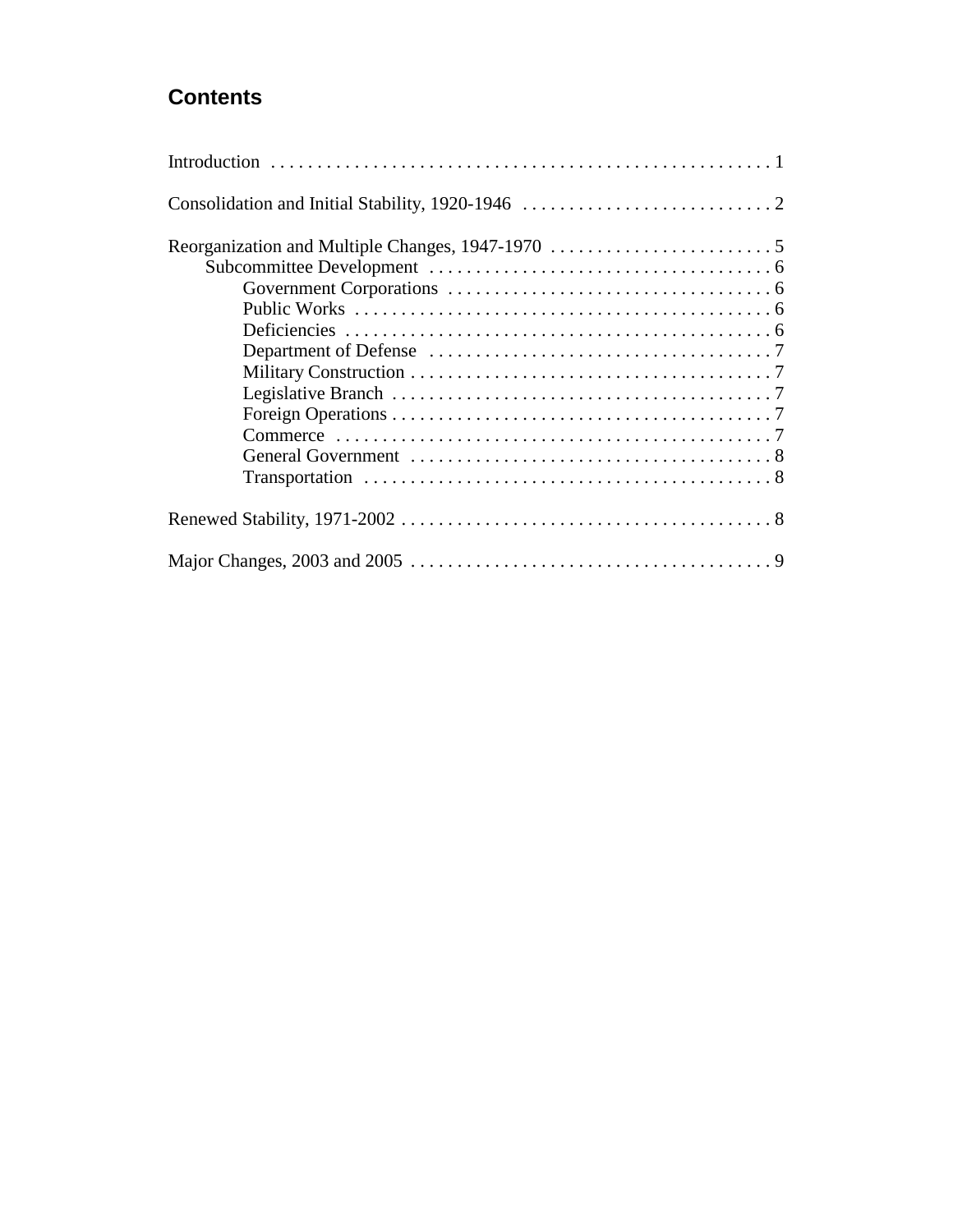## Contents

Introduction . . . . . . . . . . . . . . . . . . . . . . . . . . . . . . . . . . . . . . . . . . . . . . . . . . . . . 1

Consolidation and Initial Stability, 1920-1946 . . . . . . . . . . . . . . . . . . . . . . . . . . . 2

Reorganization and Multiple Changes, 1947-1970 . . . . . . . . . . . . . . . . . . . . . . . . 5
- Subcommittee Development . . . . . . . . . . . . . . . . . . . . . . . . . . . . . . . . . . . . . 6
  - Government Corporations . . . . . . . . . . . . . . . . . . . . . . . . . . . . . . . . . . . 6
  - Public Works . . . . . . . . . . . . . . . . . . . . . . . . . . . . . . . . . . . . . . . . . . . . . 6
  - Deficiencies . . . . . . . . . . . . . . . . . . . . . . . . . . . . . . . . . . . . . . . . . . . . . . 6
  - Department of Defense . . . . . . . . . . . . . . . . . . . . . . . . . . . . . . . . . . . . . 7
  - Military Construction . . . . . . . . . . . . . . . . . . . . . . . . . . . . . . . . . . . . . . . 7
  - Legislative Branch . . . . . . . . . . . . . . . . . . . . . . . . . . . . . . . . . . . . . . . . . 7
  - Foreign Operations . . . . . . . . . . . . . . . . . . . . . . . . . . . . . . . . . . . . . . . . . 7
  - Commerce . . . . . . . . . . . . . . . . . . . . . . . . . . . . . . . . . . . . . . . . . . . . . . . 7
  - General Government . . . . . . . . . . . . . . . . . . . . . . . . . . . . . . . . . . . . . . . 8
  - Transportation . . . . . . . . . . . . . . . . . . . . . . . . . . . . . . . . . . . . . . . . . . . . 8

Renewed Stability, 1971-2002 . . . . . . . . . . . . . . . . . . . . . . . . . . . . . . . . . . . . . . . . . 8

Major Changes, 2003 and 2005 . . . . . . . . . . . . . . . . . . . . . . . . . . . . . . . . . . . . . . . 9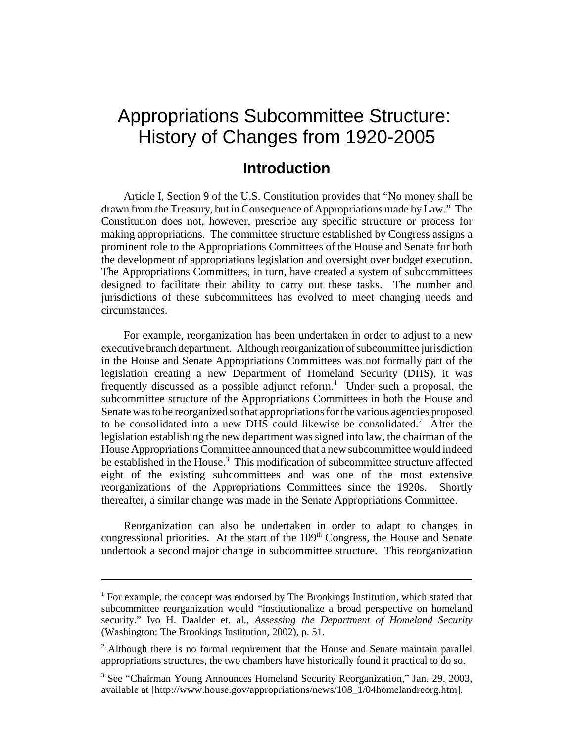# Appropriations Subcommittee Structure: History of Changes from 1920-2005

## Introduction

Article I, Section 9 of the U.S. Constitution provides that "No money shall be drawn from the Treasury, but in Consequence of Appropriations made by Law." The Constitution does not, however, prescribe any specific structure or process for making appropriations. The committee structure established by Congress assigns a prominent role to the Appropriations Committees of the House and Senate for both the development of appropriations legislation and oversight over budget execution. The Appropriations Committees, in turn, have created a system of subcommittees designed to facilitate their ability to carry out these tasks. The number and jurisdictions of these subcommittees has evolved to meet changing needs and circumstances.

For example, reorganization has been undertaken in order to adjust to a new executive branch department. Although reorganization of subcommittee jurisdiction in the House and Senate Appropriations Committees was not formally part of the legislation creating a new Department of Homeland Security (DHS), it was frequently discussed as a possible adjunct reform.[1] Under such a proposal, the subcommittee structure of the Appropriations Committees in both the House and Senate was to be reorganized so that appropriations for the various agencies proposed to be consolidated into a new DHS could likewise be consolidated.[2] After the legislation establishing the new department was signed into law, the chairman of the House Appropriations Committee announced that a new subcommittee would indeed be established in the House.[3] This modification of subcommittee structure affected eight of the existing subcommittees and was one of the most extensive reorganizations of the Appropriations Committees since the 1920s. Shortly thereafter, a similar change was made in the Senate Appropriations Committee.

Reorganization can also be undertaken in order to adapt to changes in congressional priorities. At the start of the 109th Congress, the House and Senate undertook a second major change in subcommittee structure. This reorganization

---

[1] For example, the concept was endorsed by The Brookings Institution, which stated that subcommittee reorganization would "institutionalize a broad perspective on homeland security." Ivo H. Daalder et. al., *Assessing the Department of Homeland Security* (Washington: The Brookings Institution, 2002), p. 51.

[2] Although there is no formal requirement that the House and Senate maintain parallel appropriations structures, the two chambers have historically found it practical to do so.

[3] See "Chairman Young Announces Homeland Security Reorganization," Jan. 29, 2003, available at [http://www.house.gov/appropriations/news/108_1/04homelandreorg.htm].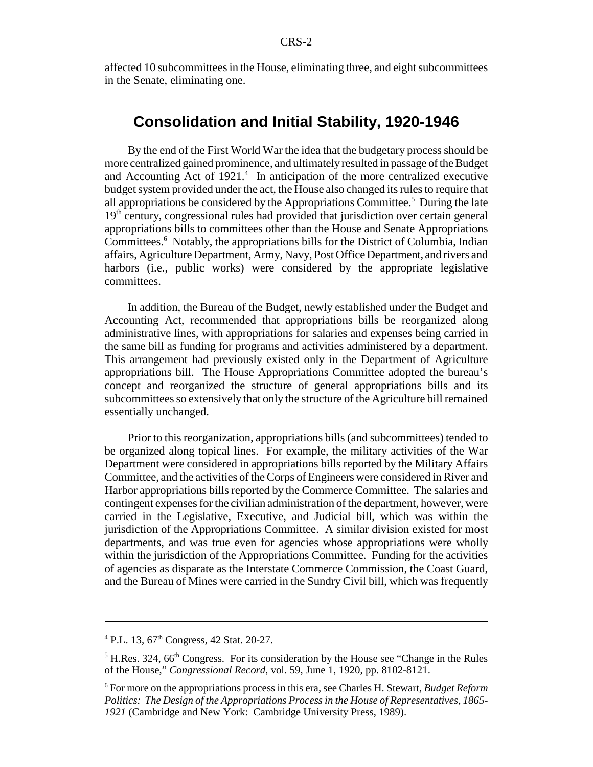affected 10 subcommittees in the House, eliminating three, and eight subcommittees in the Senate, eliminating one.

## Consolidation and Initial Stability, 1920-1946

By the end of the First World War the idea that the budgetary process should be more centralized gained prominence, and ultimately resulted in passage of the Budget and Accounting Act of 1921.[4] In anticipation of the more centralized executive budget system provided under the act, the House also changed its rules to require that all appropriations be considered by the Appropriations Committee.[5] During the late 19th century, congressional rules had provided that jurisdiction over certain general appropriations bills to committees other than the House and Senate Appropriations Committees.[6] Notably, the appropriations bills for the District of Columbia, Indian affairs, Agriculture Department, Army, Navy, Post Office Department, and rivers and harbors (i.e., public works) were considered by the appropriate legislative committees.

In addition, the Bureau of the Budget, newly established under the Budget and Accounting Act, recommended that appropriations bills be reorganized along administrative lines, with appropriations for salaries and expenses being carried in the same bill as funding for programs and activities administered by a department. This arrangement had previously existed only in the Department of Agriculture appropriations bill. The House Appropriations Committee adopted the bureau's concept and reorganized the structure of general appropriations bills and its subcommittees so extensively that only the structure of the Agriculture bill remained essentially unchanged.

Prior to this reorganization, appropriations bills (and subcommittees) tended to be organized along topical lines. For example, the military activities of the War Department were considered in appropriations bills reported by the Military Affairs Committee, and the activities of the Corps of Engineers were considered in River and Harbor appropriations bills reported by the Commerce Committee. The salaries and contingent expenses for the civilian administration of the department, however, were carried in the Legislative, Executive, and Judicial bill, which was within the jurisdiction of the Appropriations Committee. A similar division existed for most departments, and was true even for agencies whose appropriations were wholly within the jurisdiction of the Appropriations Committee. Funding for the activities of agencies as disparate as the Interstate Commerce Commission, the Coast Guard, and the Bureau of Mines were carried in the Sundry Civil bill, which was frequently

---

[4] P.L. 13, 67th Congress, 42 Stat. 20-27.

[5] H.Res. 324, 66th Congress. For its consideration by the House see "Change in the Rules of the House," *Congressional Record*, vol. 59, June 1, 1920, pp. 8102-8121.

[6] For more on the appropriations process in this era, see Charles H. Stewart, *Budget Reform Politics: The Design of the Appropriations Process in the House of Representatives, 1865-1921* (Cambridge and New York: Cambridge University Press, 1989).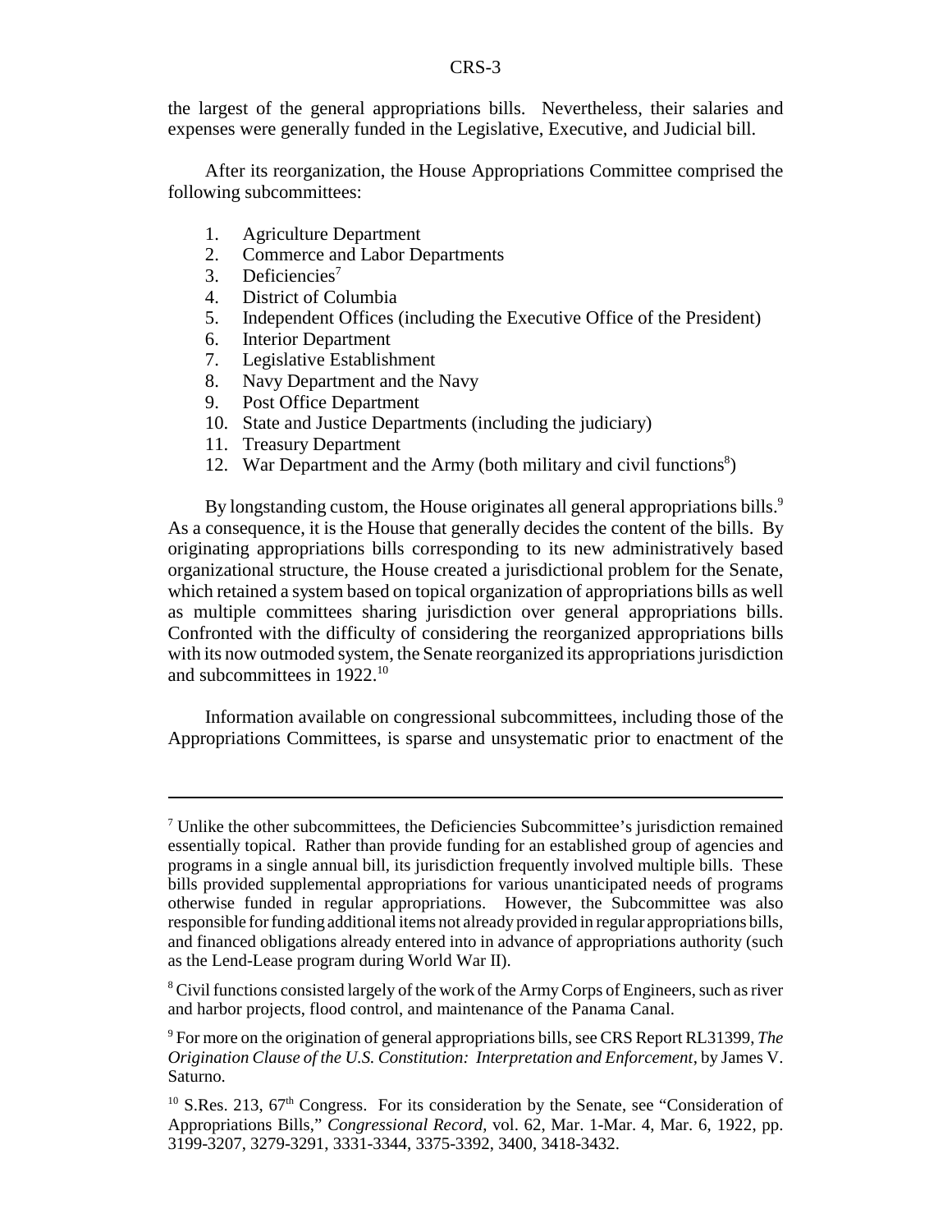the largest of the general appropriations bills. Nevertheless, their salaries and expenses were generally funded in the Legislative, Executive, and Judicial bill.

After its reorganization, the House Appropriations Committee comprised the following subcommittees:

1. Agriculture Department
2. Commerce and Labor Departments
3. Deficiencies[7]
4. District of Columbia
5. Independent Offices (including the Executive Office of the President)
6. Interior Department
7. Legislative Establishment
8. Navy Department and the Navy
9. Post Office Department
10. State and Justice Departments (including the judiciary)
11. Treasury Department
12. War Department and the Army (both military and civil functions[8])

By longstanding custom, the House originates all general appropriations bills.[9] As a consequence, it is the House that generally decides the content of the bills. By originating appropriations bills corresponding to its new administratively based organizational structure, the House created a jurisdictional problem for the Senate, which retained a system based on topical organization of appropriations bills as well as multiple committees sharing jurisdiction over general appropriations bills. Confronted with the difficulty of considering the reorganized appropriations bills with its now outmoded system, the Senate reorganized its appropriations jurisdiction and subcommittees in 1922.[10]

Information available on congressional subcommittees, including those of the Appropriations Committees, is sparse and unsystematic prior to enactment of the

---

[7] Unlike the other subcommittees, the Deficiencies Subcommittee's jurisdiction remained essentially topical. Rather than provide funding for an established group of agencies and programs in a single annual bill, its jurisdiction frequently involved multiple bills. These bills provided supplemental appropriations for various unanticipated needs of programs otherwise funded in regular appropriations. However, the Subcommittee was also responsible for funding additional items not already provided in regular appropriations bills, and financed obligations already entered into in advance of appropriations authority (such as the Lend-Lease program during World War II).

[8] Civil functions consisted largely of the work of the Army Corps of Engineers, such as river and harbor projects, flood control, and maintenance of the Panama Canal.

[9] For more on the origination of general appropriations bills, see CRS Report RL31399, *The Origination Clause of the U.S. Constitution: Interpretation and Enforcement*, by James V. Saturno.

[10] S.Res. 213, 67th Congress. For its consideration by the Senate, see "Consideration of Appropriations Bills," *Congressional Record*, vol. 62, Mar. 1-Mar. 4, Mar. 6, 1922, pp. 3199-3207, 3279-3291, 3331-3344, 3375-3392, 3400, 3418-3432.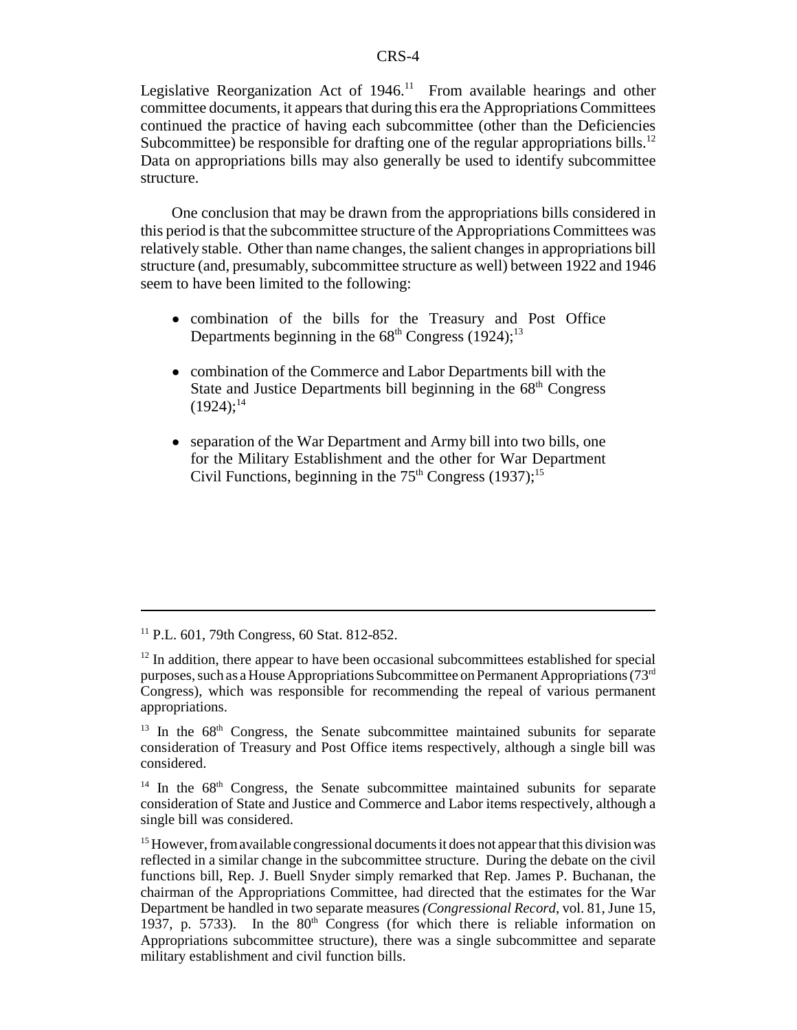Legislative Reorganization Act of 1946.[11] From available hearings and other committee documents, it appears that during this era the Appropriations Committees continued the practice of having each subcommittee (other than the Deficiencies Subcommittee) be responsible for drafting one of the regular appropriations bills.[12] Data on appropriations bills may also generally be used to identify subcommittee structure.

One conclusion that may be drawn from the appropriations bills considered in this period is that the subcommittee structure of the Appropriations Committees was relatively stable. Other than name changes, the salient changes in appropriations bill structure (and, presumably, subcommittee structure as well) between 1922 and 1946 seem to have been limited to the following:

- combination of the bills for the Treasury and Post Office Departments beginning in the 68th Congress (1924);[13]
- combination of the Commerce and Labor Departments bill with the State and Justice Departments bill beginning in the 68th Congress (1924);[14]
- separation of the War Department and Army bill into two bills, one for the Military Establishment and the other for War Department Civil Functions, beginning in the 75th Congress (1937);[15]

---

[11] P.L. 601, 79th Congress, 60 Stat. 812-852.

[12] In addition, there appear to have been occasional subcommittees established for special purposes, such as a House Appropriations Subcommittee on Permanent Appropriations (73rd Congress), which was responsible for recommending the repeal of various permanent appropriations.

[13] In the 68th Congress, the Senate subcommittee maintained subunits for separate consideration of Treasury and Post Office items respectively, although a single bill was considered.

[14] In the 68th Congress, the Senate subcommittee maintained subunits for separate consideration of State and Justice and Commerce and Labor items respectively, although a single bill was considered.

[15] However, from available congressional documents it does not appear that this division was reflected in a similar change in the subcommittee structure. During the debate on the civil functions bill, Rep. J. Buell Snyder simply remarked that Rep. James P. Buchanan, the chairman of the Appropriations Committee, had directed that the estimates for the War Department be handled in two separate measures (*Congressional Record*, vol. 81, June 15, 1937, p. 5733). In the 80th Congress (for which there is reliable information on Appropriations subcommittee structure), there was a single subcommittee and separate military establishment and civil function bills.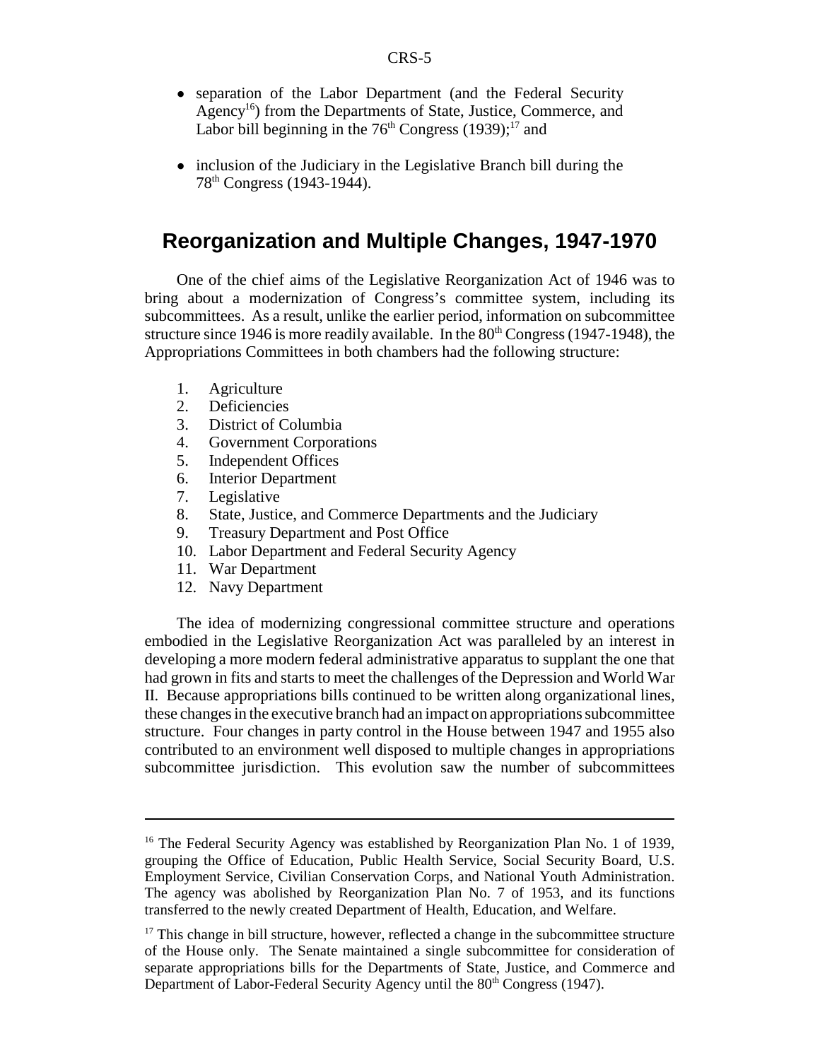- separation of the Labor Department (and the Federal Security Agency[16]) from the Departments of State, Justice, Commerce, and Labor bill beginning in the 76th Congress (1939);[17] and

- inclusion of the Judiciary in the Legislative Branch bill during the 78th Congress (1943-1944).

## Reorganization and Multiple Changes, 1947-1970

One of the chief aims of the Legislative Reorganization Act of 1946 was to bring about a modernization of Congress's committee system, including its subcommittees. As a result, unlike the earlier period, information on subcommittee structure since 1946 is more readily available. In the 80th Congress (1947-1948), the Appropriations Committees in both chambers had the following structure:

1. Agriculture
2. Deficiencies
3. District of Columbia
4. Government Corporations
5. Independent Offices
6. Interior Department
7. Legislative
8. State, Justice, and Commerce Departments and the Judiciary
9. Treasury Department and Post Office
10. Labor Department and Federal Security Agency
11. War Department
12. Navy Department

The idea of modernizing congressional committee structure and operations embodied in the Legislative Reorganization Act was paralleled by an interest in developing a more modern federal administrative apparatus to supplant the one that had grown in fits and starts to meet the challenges of the Depression and World War II. Because appropriations bills continued to be written along organizational lines, these changes in the executive branch had an impact on appropriations subcommittee structure. Four changes in party control in the House between 1947 and 1955 also contributed to an environment well disposed to multiple changes in appropriations subcommittee jurisdiction. This evolution saw the number of subcommittees

---

[16] The Federal Security Agency was established by Reorganization Plan No. 1 of 1939, grouping the Office of Education, Public Health Service, Social Security Board, U.S. Employment Service, Civilian Conservation Corps, and National Youth Administration. The agency was abolished by Reorganization Plan No. 7 of 1953, and its functions transferred to the newly created Department of Health, Education, and Welfare.

[17] This change in bill structure, however, reflected a change in the subcommittee structure of the House only. The Senate maintained a single subcommittee for consideration of separate appropriations bills for the Departments of State, Justice, and Commerce and Department of Labor-Federal Security Agency until the 80th Congress (1947).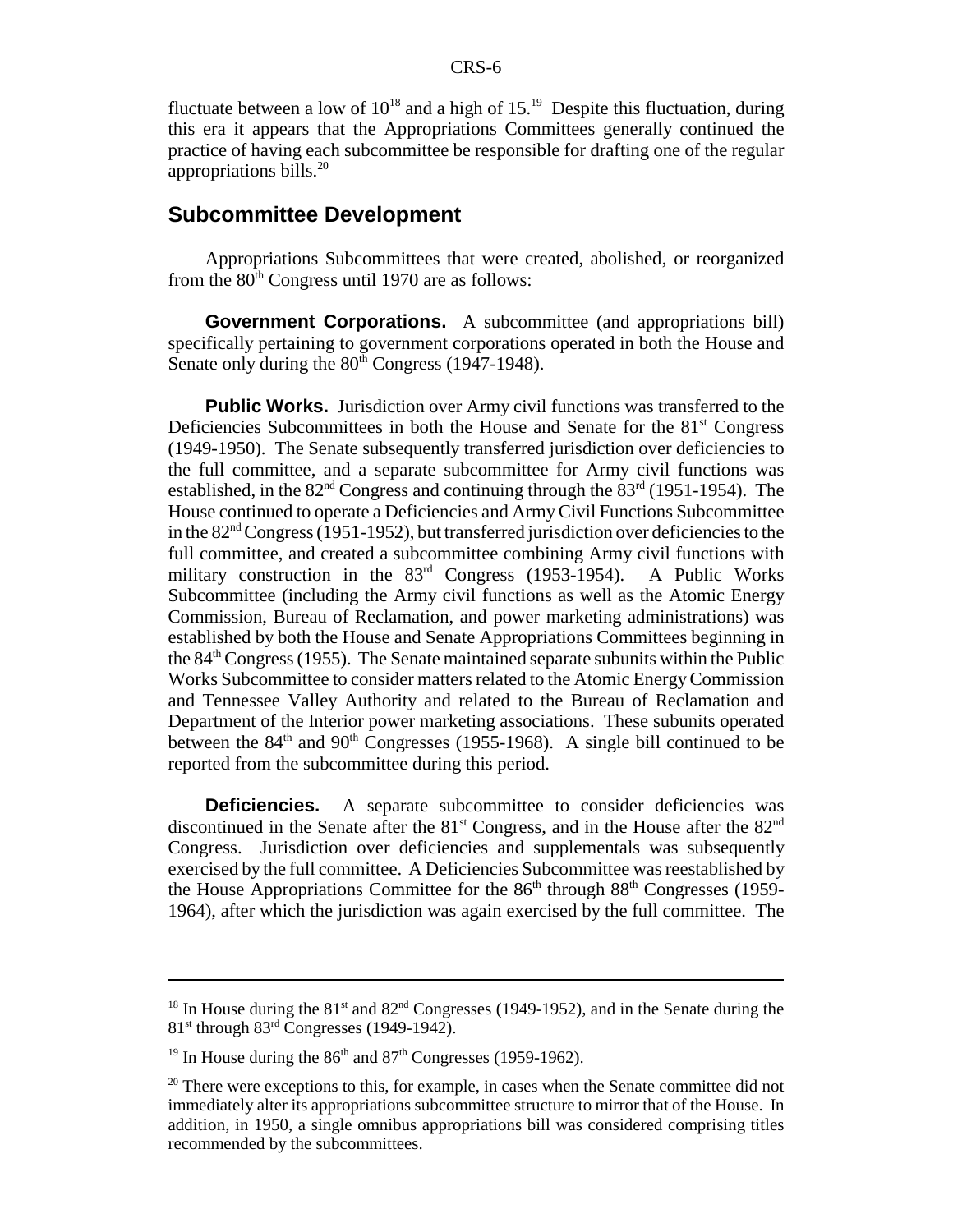fluctuate between a low of 10[18] and a high of 15.[19] Despite this fluctuation, during this era it appears that the Appropriations Committees generally continued the practice of having each subcommittee be responsible for drafting one of the regular appropriations bills.[20]

## Subcommittee Development

Appropriations Subcommittees that were created, abolished, or reorganized from the 80th Congress until 1970 are as follows:

**Government Corporations.** A subcommittee (and appropriations bill) specifically pertaining to government corporations operated in both the House and Senate only during the 80th Congress (1947-1948).

**Public Works.** Jurisdiction over Army civil functions was transferred to the Deficiencies Subcommittees in both the House and Senate for the 81st Congress (1949-1950). The Senate subsequently transferred jurisdiction over deficiencies to the full committee, and a separate subcommittee for Army civil functions was established, in the 82nd Congress and continuing through the 83rd (1951-1954). The House continued to operate a Deficiencies and Army Civil Functions Subcommittee in the 82nd Congress (1951-1952), but transferred jurisdiction over deficiencies to the full committee, and created a subcommittee combining Army civil functions with military construction in the 83rd Congress (1953-1954). A Public Works Subcommittee (including the Army civil functions as well as the Atomic Energy Commission, Bureau of Reclamation, and power marketing administrations) was established by both the House and Senate Appropriations Committees beginning in the 84th Congress (1955). The Senate maintained separate subunits within the Public Works Subcommittee to consider matters related to the Atomic Energy Commission and Tennessee Valley Authority and related to the Bureau of Reclamation and Department of the Interior power marketing associations. These subunits operated between the 84th and 90th Congresses (1955-1968). A single bill continued to be reported from the subcommittee during this period.

**Deficiencies.** A separate subcommittee to consider deficiencies was discontinued in the Senate after the 81st Congress, and in the House after the 82nd Congress. Jurisdiction over deficiencies and supplementals was subsequently exercised by the full committee. A Deficiencies Subcommittee was reestablished by the House Appropriations Committee for the 86th through 88th Congresses (1959-1964), after which the jurisdiction was again exercised by the full committee. The

---

[18] In House during the 81st and 82nd Congresses (1949-1952), and in the Senate during the 81st through 83rd Congresses (1949-1942).

[19] In House during the 86th and 87th Congresses (1959-1962).

[20] There were exceptions to this, for example, in cases when the Senate committee did not immediately alter its appropriations subcommittee structure to mirror that of the House. In addition, in 1950, a single omnibus appropriations bill was considered comprising titles recommended by the subcommittees.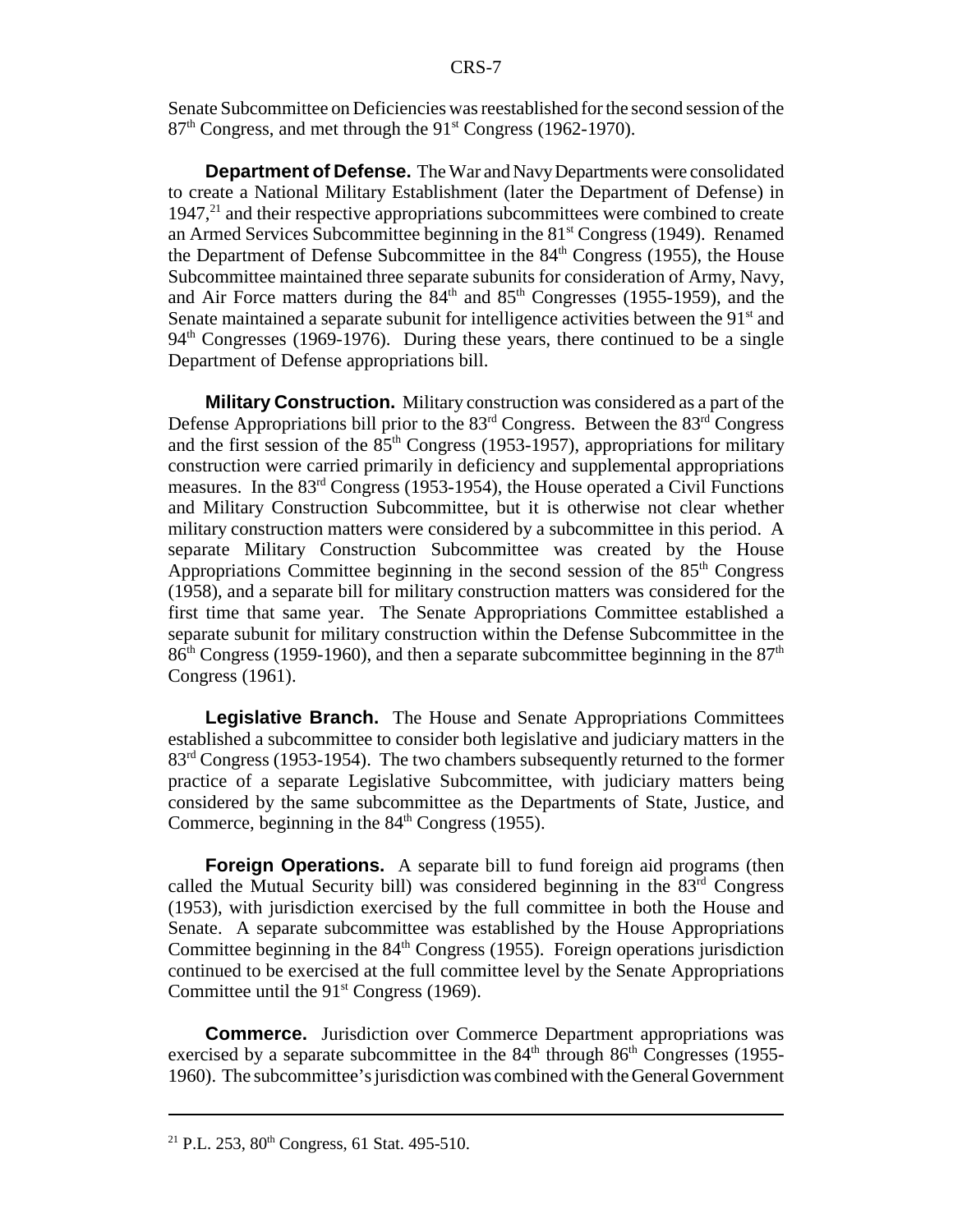Senate Subcommittee on Deficiencies was reestablished for the second session of the 87th Congress, and met through the 91st Congress (1962-1970).

**Department of Defense.** The War and Navy Departments were consolidated to create a National Military Establishment (later the Department of Defense) in 1947,[21] and their respective appropriations subcommittees were combined to create an Armed Services Subcommittee beginning in the 81st Congress (1949). Renamed the Department of Defense Subcommittee in the 84th Congress (1955), the House Subcommittee maintained three separate subunits for consideration of Army, Navy, and Air Force matters during the 84th and 85th Congresses (1955-1959), and the Senate maintained a separate subunit for intelligence activities between the 91st and 94th Congresses (1969-1976). During these years, there continued to be a single Department of Defense appropriations bill.

**Military Construction.** Military construction was considered as a part of the Defense Appropriations bill prior to the 83rd Congress. Between the 83rd Congress and the first session of the 85th Congress (1953-1957), appropriations for military construction were carried primarily in deficiency and supplemental appropriations measures. In the 83rd Congress (1953-1954), the House operated a Civil Functions and Military Construction Subcommittee, but it is otherwise not clear whether military construction matters were considered by a subcommittee in this period. A separate Military Construction Subcommittee was created by the House Appropriations Committee beginning in the second session of the 85th Congress (1958), and a separate bill for military construction matters was considered for the first time that same year. The Senate Appropriations Committee established a separate subunit for military construction within the Defense Subcommittee in the 86th Congress (1959-1960), and then a separate subcommittee beginning in the 87th Congress (1961).

**Legislative Branch.** The House and Senate Appropriations Committees established a subcommittee to consider both legislative and judiciary matters in the 83rd Congress (1953-1954). The two chambers subsequently returned to the former practice of a separate Legislative Subcommittee, with judiciary matters being considered by the same subcommittee as the Departments of State, Justice, and Commerce, beginning in the 84th Congress (1955).

**Foreign Operations.** A separate bill to fund foreign aid programs (then called the Mutual Security bill) was considered beginning in the 83rd Congress (1953), with jurisdiction exercised by the full committee in both the House and Senate. A separate subcommittee was established by the House Appropriations Committee beginning in the 84th Congress (1955). Foreign operations jurisdiction continued to be exercised at the full committee level by the Senate Appropriations Committee until the 91st Congress (1969).

**Commerce.** Jurisdiction over Commerce Department appropriations was exercised by a separate subcommittee in the 84th through 86th Congresses (1955-1960). The subcommittee's jurisdiction was combined with the General Government

---

[21] P.L. 253, 80th Congress, 61 Stat. 495-510.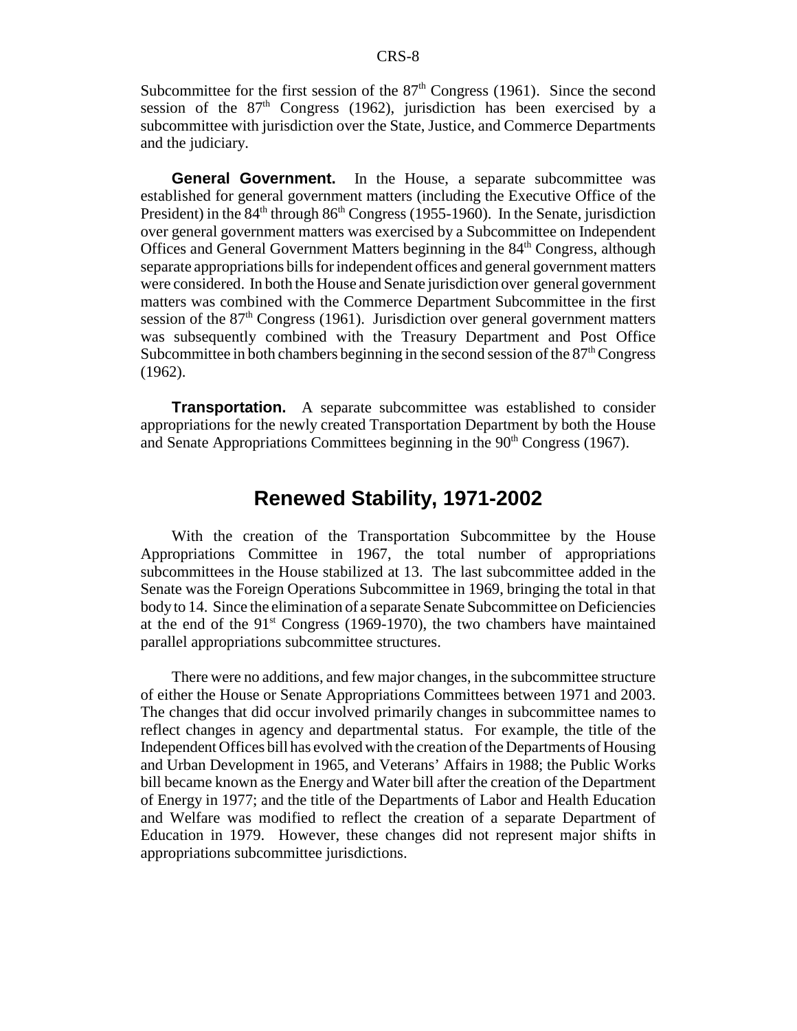Subcommittee for the first session of the 87th Congress (1961). Since the second session of the 87th Congress (1962), jurisdiction has been exercised by a subcommittee with jurisdiction over the State, Justice, and Commerce Departments and the judiciary.

**General Government.** In the House, a separate subcommittee was established for general government matters (including the Executive Office of the President) in the 84th through 86th Congress (1955-1960). In the Senate, jurisdiction over general government matters was exercised by a Subcommittee on Independent Offices and General Government Matters beginning in the 84th Congress, although separate appropriations bills for independent offices and general government matters were considered. In both the House and Senate jurisdiction over general government matters was combined with the Commerce Department Subcommittee in the first session of the 87th Congress (1961). Jurisdiction over general government matters was subsequently combined with the Treasury Department and Post Office Subcommittee in both chambers beginning in the second session of the 87th Congress (1962).

**Transportation.** A separate subcommittee was established to consider appropriations for the newly created Transportation Department by both the House and Senate Appropriations Committees beginning in the 90th Congress (1967).

## Renewed Stability, 1971-2002

With the creation of the Transportation Subcommittee by the House Appropriations Committee in 1967, the total number of appropriations subcommittees in the House stabilized at 13. The last subcommittee added in the Senate was the Foreign Operations Subcommittee in 1969, bringing the total in that body to 14. Since the elimination of a separate Senate Subcommittee on Deficiencies at the end of the 91st Congress (1969-1970), the two chambers have maintained parallel appropriations subcommittee structures.

There were no additions, and few major changes, in the subcommittee structure of either the House or Senate Appropriations Committees between 1971 and 2003. The changes that did occur involved primarily changes in subcommittee names to reflect changes in agency and departmental status. For example, the title of the Independent Offices bill has evolved with the creation of the Departments of Housing and Urban Development in 1965, and Veterans' Affairs in 1988; the Public Works bill became known as the Energy and Water bill after the creation of the Department of Energy in 1977; and the title of the Departments of Labor and Health Education and Welfare was modified to reflect the creation of a separate Department of Education in 1979. However, these changes did not represent major shifts in appropriations subcommittee jurisdictions.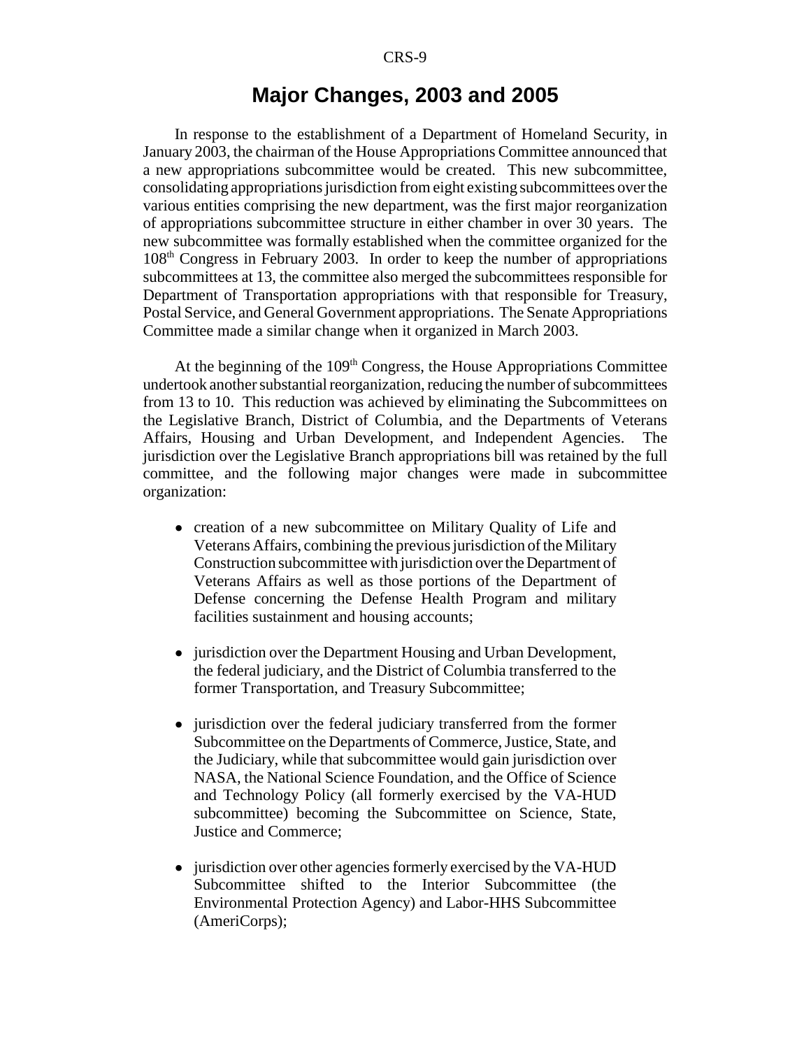## Major Changes, 2003 and 2005

In response to the establishment of a Department of Homeland Security, in January 2003, the chairman of the House Appropriations Committee announced that a new appropriations subcommittee would be created. This new subcommittee, consolidating appropriations jurisdiction from eight existing subcommittees over the various entities comprising the new department, was the first major reorganization of appropriations subcommittee structure in either chamber in over 30 years. The new subcommittee was formally established when the committee organized for the 108th Congress in February 2003. In order to keep the number of appropriations subcommittees at 13, the committee also merged the subcommittees responsible for Department of Transportation appropriations with that responsible for Treasury, Postal Service, and General Government appropriations. The Senate Appropriations Committee made a similar change when it organized in March 2003.

At the beginning of the 109th Congress, the House Appropriations Committee undertook another substantial reorganization, reducing the number of subcommittees from 13 to 10. This reduction was achieved by eliminating the Subcommittees on the Legislative Branch, District of Columbia, and the Departments of Veterans Affairs, Housing and Urban Development, and Independent Agencies. The jurisdiction over the Legislative Branch appropriations bill was retained by the full committee, and the following major changes were made in subcommittee organization:

- creation of a new subcommittee on Military Quality of Life and Veterans Affairs, combining the previous jurisdiction of the Military Construction subcommittee with jurisdiction over the Department of Veterans Affairs as well as those portions of the Department of Defense concerning the Defense Health Program and military facilities sustainment and housing accounts;

- jurisdiction over the Department Housing and Urban Development, the federal judiciary, and the District of Columbia transferred to the former Transportation, and Treasury Subcommittee;

- jurisdiction over the federal judiciary transferred from the former Subcommittee on the Departments of Commerce, Justice, State, and the Judiciary, while that subcommittee would gain jurisdiction over NASA, the National Science Foundation, and the Office of Science and Technology Policy (all formerly exercised by the VA-HUD subcommittee) becoming the Subcommittee on Science, State, Justice and Commerce;

- jurisdiction over other agencies formerly exercised by the VA-HUD Subcommittee shifted to the Interior Subcommittee (the Environmental Protection Agency) and Labor-HHS Subcommittee (AmeriCorps);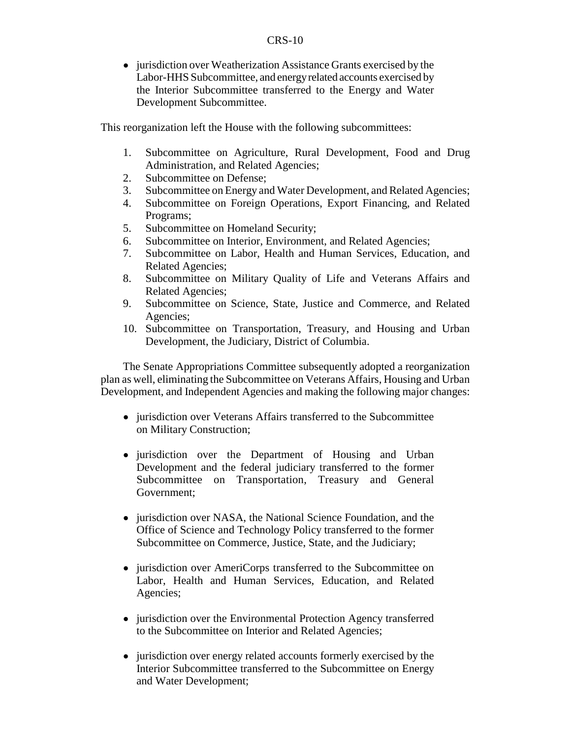- jurisdiction over Weatherization Assistance Grants exercised by the Labor-HHS Subcommittee, and energy related accounts exercised by the Interior Subcommittee transferred to the Energy and Water Development Subcommittee.

This reorganization left the House with the following subcommittees:

1. Subcommittee on Agriculture, Rural Development, Food and Drug Administration, and Related Agencies;
2. Subcommittee on Defense;
3. Subcommittee on Energy and Water Development, and Related Agencies;
4. Subcommittee on Foreign Operations, Export Financing, and Related Programs;
5. Subcommittee on Homeland Security;
6. Subcommittee on Interior, Environment, and Related Agencies;
7. Subcommittee on Labor, Health and Human Services, Education, and Related Agencies;
8. Subcommittee on Military Quality of Life and Veterans Affairs and Related Agencies;
9. Subcommittee on Science, State, Justice and Commerce, and Related Agencies;
10. Subcommittee on Transportation, Treasury, and Housing and Urban Development, the Judiciary, District of Columbia.

The Senate Appropriations Committee subsequently adopted a reorganization plan as well, eliminating the Subcommittee on Veterans Affairs, Housing and Urban Development, and Independent Agencies and making the following major changes:

- jurisdiction over Veterans Affairs transferred to the Subcommittee on Military Construction;

- jurisdiction over the Department of Housing and Urban Development and the federal judiciary transferred to the former Subcommittee on Transportation, Treasury and General Government;

- jurisdiction over NASA, the National Science Foundation, and the Office of Science and Technology Policy transferred to the former Subcommittee on Commerce, Justice, State, and the Judiciary;

- jurisdiction over AmeriCorps transferred to the Subcommittee on Labor, Health and Human Services, Education, and Related Agencies;

- jurisdiction over the Environmental Protection Agency transferred to the Subcommittee on Interior and Related Agencies;

- jurisdiction over energy related accounts formerly exercised by the Interior Subcommittee transferred to the Subcommittee on Energy and Water Development;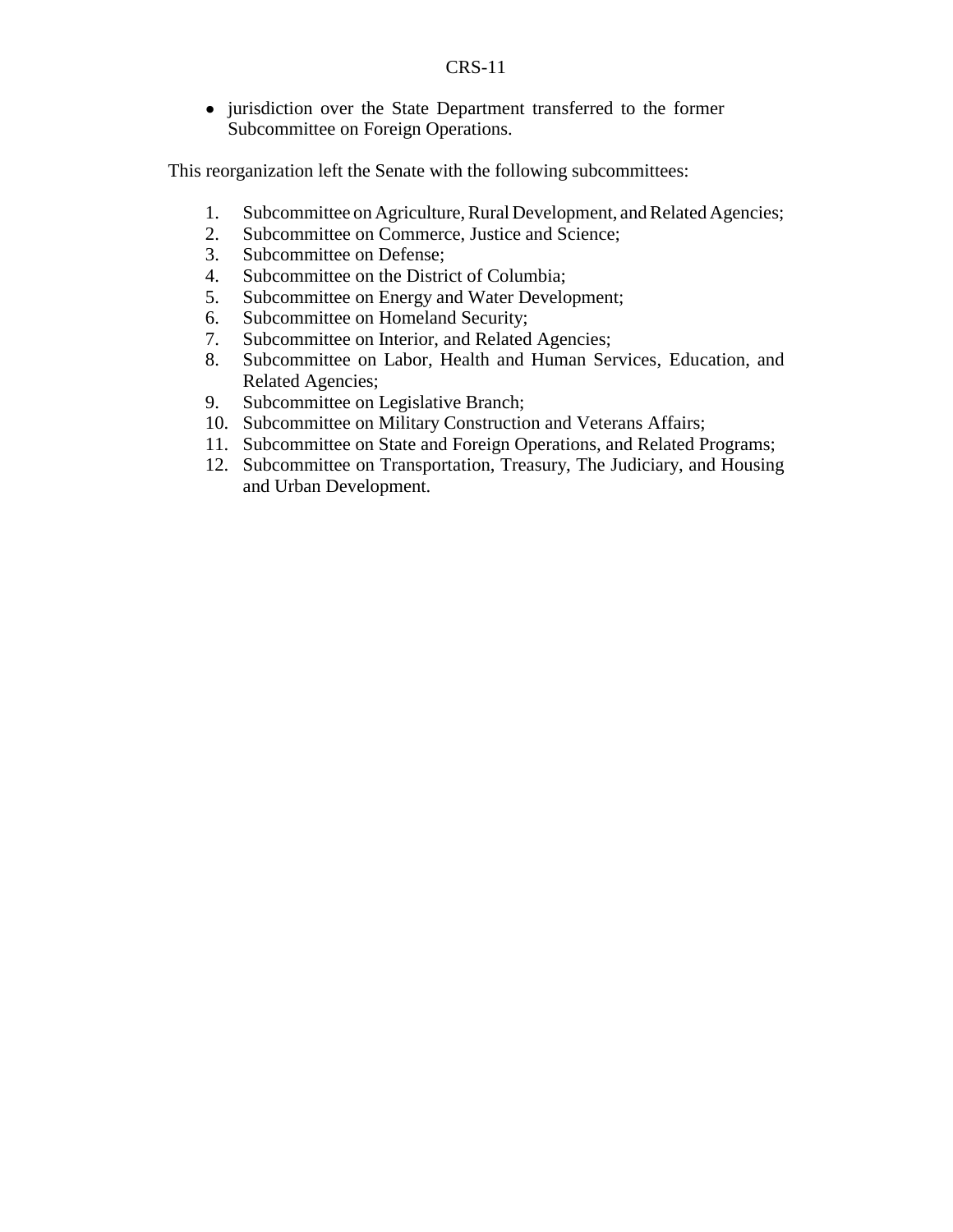- jurisdiction over the State Department transferred to the former Subcommittee on Foreign Operations.

This reorganization left the Senate with the following subcommittees:

1. Subcommittee on Agriculture, Rural Development, and Related Agencies;
2. Subcommittee on Commerce, Justice and Science;
3. Subcommittee on Defense;
4. Subcommittee on the District of Columbia;
5. Subcommittee on Energy and Water Development;
6. Subcommittee on Homeland Security;
7. Subcommittee on Interior, and Related Agencies;
8. Subcommittee on Labor, Health and Human Services, Education, and Related Agencies;
9. Subcommittee on Legislative Branch;
10. Subcommittee on Military Construction and Veterans Affairs;
11. Subcommittee on State and Foreign Operations, and Related Programs;
12. Subcommittee on Transportation, Treasury, The Judiciary, and Housing and Urban Development.